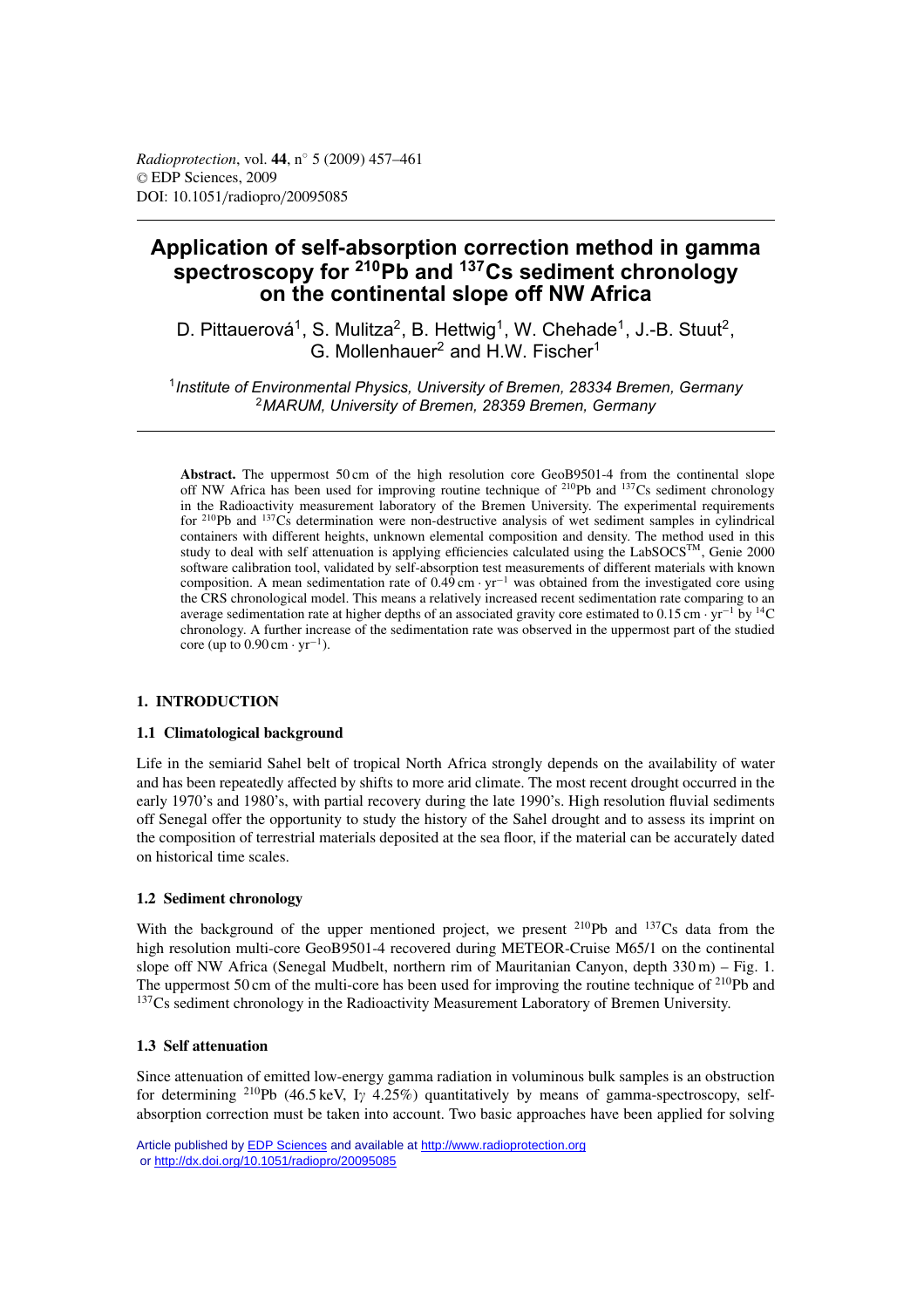# Application of self-absorption correction method in gamma spectroscopy for $^{210}$Pb and $^{137}$Cs sediment chronology on the continental slope off NW Africa

D. Pittauerová[1], S. Mulitza[2], B. Hettwig[1], W. Chehade[1], J.-B. Stuut[2], G. Mollenhauer[2] and H.W. Fischer[1]

[1] *Institute of Environmental Physics, University of Bremen, 28334 Bremen, Germany*
[2] *MARUM, University of Bremen, 28359 Bremen, Germany*

**Abstract.** The uppermost 50 cm of the high resolution core GeoB9501-4 from the continental slope off NW Africa has been used for improving routine technique of $^{210}$Pb and $^{137}$Cs sediment chronology in the Radioactivity measurement laboratory of the Bremen University. The experimental requirements for $^{210}$Pb and $^{137}$Cs determination were non-destructive analysis of wet sediment samples in cylindrical containers with different heights, unknown elemental composition and density. The method used in this study to deal with self attenuation is applying efficiencies calculated using the LabSOCS™, Genie 2000 software calibration tool, validated by self-absorption test measurements of different materials with known composition. A mean sedimentation rate of $0.49\,\mathrm{cm \cdot yr^{-1}}$ was obtained from the investigated core using the CRS chronological model. This means a relatively increased recent sedimentation rate comparing to an average sedimentation rate at higher depths of an associated gravity core estimated to $0.15\,\mathrm{cm \cdot yr^{-1}}$ by $^{14}$C chronology. A further increase of the sedimentation rate was observed in the uppermost part of the studied core (up to $0.90\,\mathrm{cm \cdot yr^{-1}}$).

## 1. INTRODUCTION

### 1.1 Climatological background

Life in the semiarid Sahel belt of tropical North Africa strongly depends on the availability of water and has been repeatedly affected by shifts to more arid climate. The most recent drought occurred in the early 1970's and 1980's, with partial recovery during the late 1990's. High resolution fluvial sediments off Senegal offer the opportunity to study the history of the Sahel drought and to assess its imprint on the composition of terrestrial materials deposited at the sea floor, if the material can be accurately dated on historical time scales.

### 1.2 Sediment chronology

With the background of the upper mentioned project, we present $^{210}$Pb and $^{137}$Cs data from the high resolution multi-core GeoB9501-4 recovered during METEOR-Cruise M65/1 on the continental slope off NW Africa (Senegal Mudbelt, northern rim of Mauritanian Canyon, depth 330 m) – Fig. 1. The uppermost 50 cm of the multi-core has been used for improving the routine technique of $^{210}$Pb and $^{137}$Cs sediment chronology in the Radioactivity Measurement Laboratory of Bremen University.

### 1.3 Self attenuation

Since attenuation of emitted low-energy gamma radiation in voluminous bulk samples is an obstruction for determining $^{210}$Pb (46.5 keV, I$\gamma$ 4.25%) quantitatively by means of gamma-spectroscopy, self-absorption correction must be taken into account. Two basic approaches have been applied for solving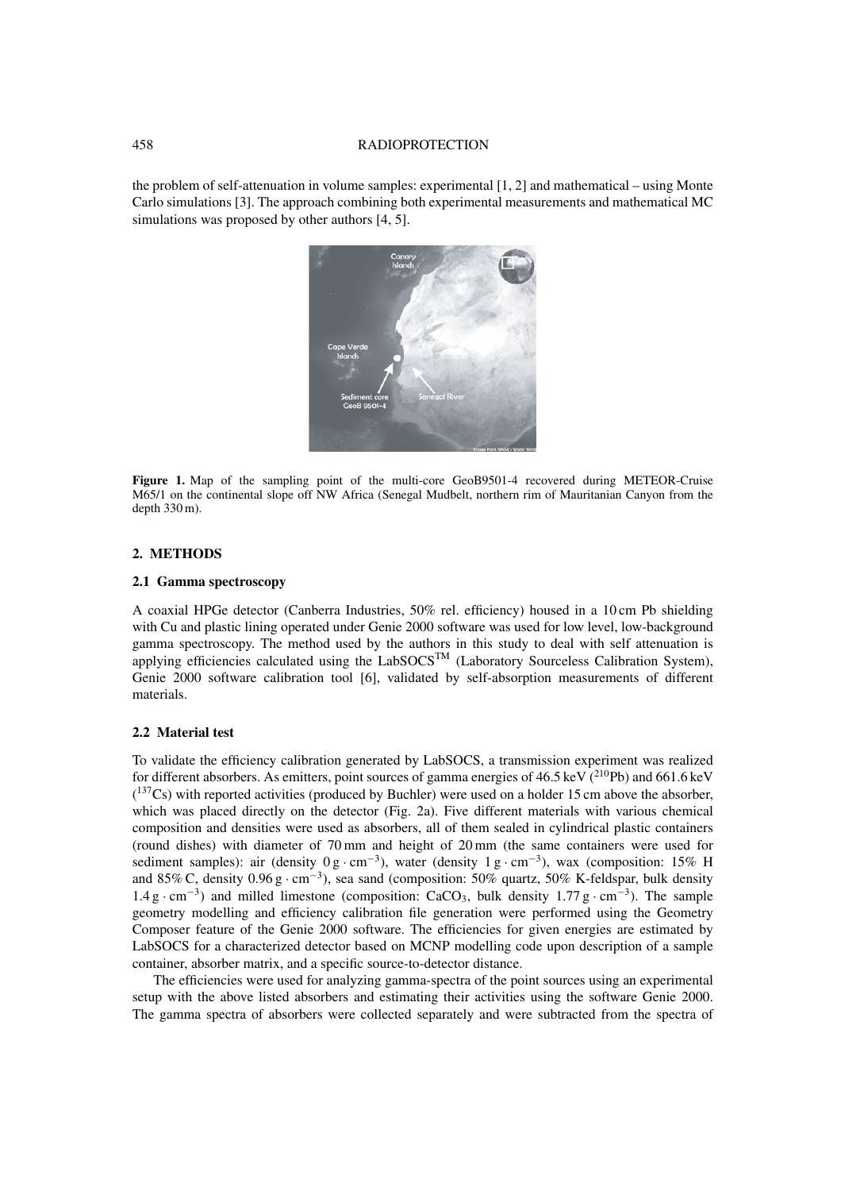the problem of self-attenuation in volume samples: experimental [1, 2] and mathematical – using Monte Carlo simulations [3]. The approach combining both experimental measurements and mathematical MC simulations was proposed by other authors [4, 5].

**Figure 1.** Map of the sampling point of the multi-core GeoB9501-4 recovered during METEOR-Cruise M65/1 on the continental slope off NW Africa (Senegal Mudbelt, northern rim of Mauritanian Canyon from the depth 330 m).

## 2. METHODS

### 2.1 Gamma spectroscopy

A coaxial HPGe detector (Canberra Industries, 50% rel. efficiency) housed in a 10 cm Pb shielding with Cu and plastic lining operated under Genie 2000 software was used for low level, low-background gamma spectroscopy. The method used by the authors in this study to deal with self attenuation is applying efficiencies calculated using the LabSOCS$^{TM}$ (Laboratory Sourceless Calibration System), Genie 2000 software calibration tool [6], validated by self-absorption measurements of different materials.

### 2.2 Material test

To validate the efficiency calibration generated by LabSOCS, a transmission experiment was realized for different absorbers. As emitters, point sources of gamma energies of 46.5 keV ($^{210}$Pb) and 661.6 keV ($^{137}$Cs) with reported activities (produced by Buchler) were used on a holder 15 cm above the absorber, which was placed directly on the detector (Fig. 2a). Five different materials with various chemical composition and densities were used as absorbers, all of them sealed in cylindrical plastic containers (round dishes) with diameter of 70 mm and height of 20 mm (the same containers were used for sediment samples): air (density $0\,\text{g}\cdot\text{cm}^{-3}$), water (density $1\,\text{g}\cdot\text{cm}^{-3}$), wax (composition: 15% H and 85% C, density $0.96\,\text{g}\cdot\text{cm}^{-3}$), sea sand (composition: 50% quartz, 50% K-feldspar, bulk density $1.4\,\text{g}\cdot\text{cm}^{-3}$) and milled limestone (composition: $CaCO_3$, bulk density $1.77\,\text{g}\cdot\text{cm}^{-3}$). The sample geometry modelling and efficiency calibration file generation were performed using the Geometry Composer feature of the Genie 2000 software. The efficiencies for given energies are estimated by LabSOCS for a characterized detector based on MCNP modelling code upon description of a sample container, absorber matrix, and a specific source-to-detector distance.

The efficiencies were used for analyzing gamma-spectra of the point sources using an experimental setup with the above listed absorbers and estimating their activities using the software Genie 2000. The gamma spectra of absorbers were collected separately and were subtracted from the spectra of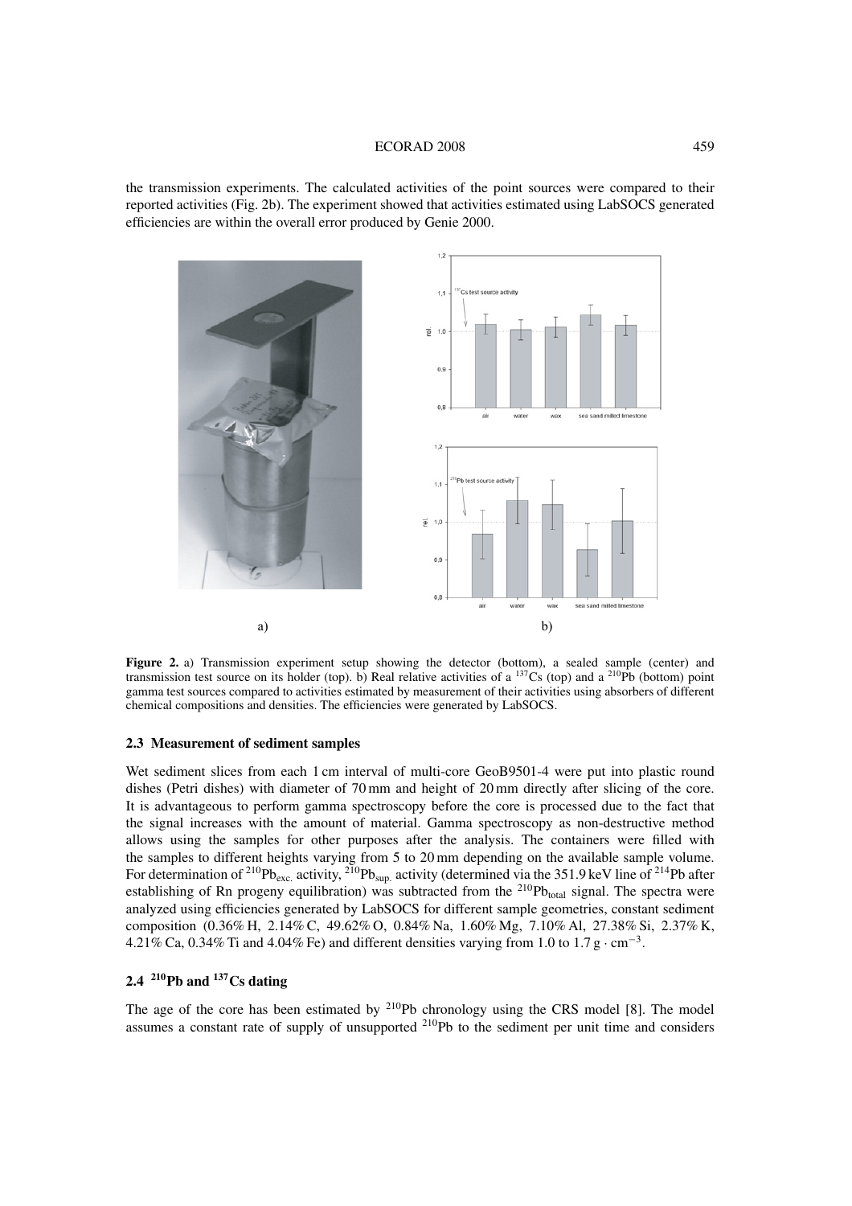the transmission experiments. The calculated activities of the point sources were compared to their reported activities (Fig. 2b). The experiment showed that activities estimated using LabSOCS generated efficiencies are within the overall error produced by Genie 2000.

**Figure 2.** a) Transmission experiment setup showing the detector (bottom), a sealed sample (center) and transmission test source on its holder (top). b) Real relative activities of a $^{137}$Cs (top) and a $^{210}$Pb (bottom) point gamma test sources compared to activities estimated by measurement of their activities using absorbers of different chemical compositions and densities. The efficiencies were generated by LabSOCS.

### 2.3 Measurement of sediment samples

Wet sediment slices from each 1 cm interval of multi-core GeoB9501-4 were put into plastic round dishes (Petri dishes) with diameter of 70 mm and height of 20 mm directly after slicing of the core. It is advantageous to perform gamma spectroscopy before the core is processed due to the fact that the signal increases with the amount of material. Gamma spectroscopy as non-destructive method allows using the samples for other purposes after the analysis. The containers were filled with the samples to different heights varying from 5 to 20 mm depending on the available sample volume. For determination of $^{210}$Pb$_{exc.}$ activity, $^{210}$Pb$_{sup.}$ activity (determined via the 351.9 keV line of $^{214}$Pb after establishing of Rn progeny equilibration) was subtracted from the $^{210}$Pb$_{total}$ signal. The spectra were analyzed using efficiencies generated by LabSOCS for different sample geometries, constant sediment composition (0.36% H, 2.14% C, 49.62% O, 0.84% Na, 1.60% Mg, 7.10% Al, 27.38% Si, 2.37% K, 4.21% Ca, 0.34% Ti and 4.04% Fe) and different densities varying from 1.0 to 1.7 g · cm$^{-3}$.

### 2.4 $^{210}$Pb and $^{137}$Cs dating

The age of the core has been estimated by $^{210}$Pb chronology using the CRS model [8]. The model assumes a constant rate of supply of unsupported $^{210}$Pb to the sediment per unit time and considers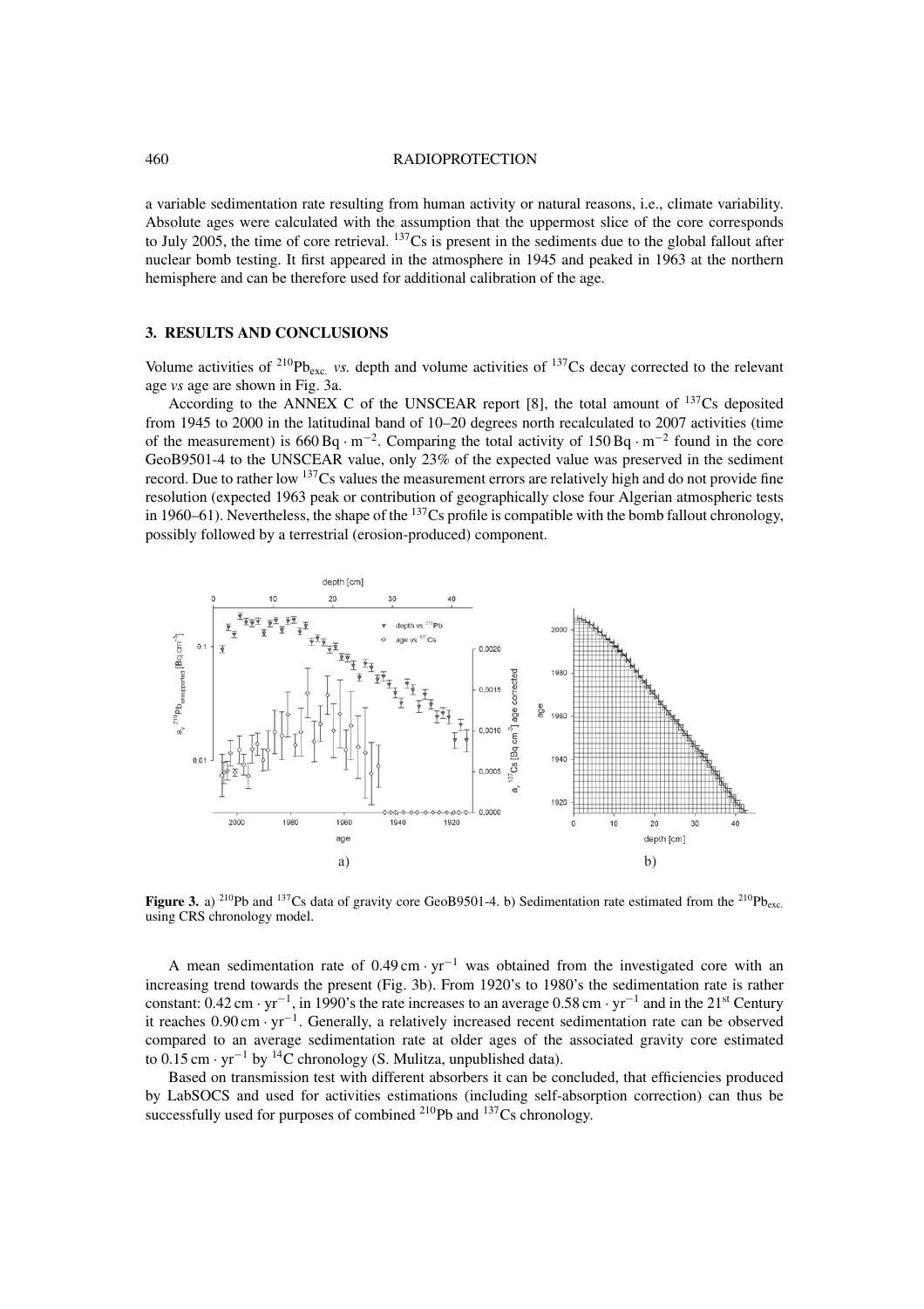a variable sedimentation rate resulting from human activity or natural reasons, i.e., climate variability. Absolute ages were calculated with the assumption that the uppermost slice of the core corresponds to July 2005, the time of core retrieval. $^{137}Cs$ is present in the sediments due to the global fallout after nuclear bomb testing. It first appeared in the atmosphere in 1945 and peaked in 1963 at the northern hemisphere and can be therefore used for additional calibration of the age.

## 3. RESULTS AND CONCLUSIONS

Volume activities of $^{210}Pb_{exc.}$ *vs.* depth and volume activities of $^{137}Cs$ decay corrected to the relevant age *vs* age are shown in Fig. 3a.

According to the ANNEX C of the UNSCEAR report [8], the total amount of $^{137}Cs$ deposited from 1945 to 2000 in the latitudinal band of 10–20 degrees north recalculated to 2007 activities (time of the measurement) is $660\,\mathrm{Bq \cdot m^{-2}}$. Comparing the total activity of $150\,\mathrm{Bq \cdot m^{-2}}$ found in the core GeoB9501-4 to the UNSCEAR value, only 23% of the expected value was preserved in the sediment record. Due to rather low $^{137}Cs$ values the measurement errors are relatively high and do not provide fine resolution (expected 1963 peak or contribution of geographically close four Algerian atmospheric tests in 1960–61). Nevertheless, the shape of the $^{137}Cs$ profile is compatible with the bomb fallout chronology, possibly followed by a terrestrial (erosion-produced) component.

**Figure 3.** a) $^{210}Pb$ and $^{137}Cs$ data of gravity core GeoB9501-4. b) Sedimentation rate estimated from the $^{210}Pb_{exc.}$ using CRS chronology model.

A mean sedimentation rate of $0.49\,\mathrm{cm \cdot yr^{-1}}$ was obtained from the investigated core with an increasing trend towards the present (Fig. 3b). From 1920's to 1980's the sedimentation rate is rather constant: $0.42\,\mathrm{cm \cdot yr^{-1}}$, in 1990's the rate increases to an average $0.58\,\mathrm{cm \cdot yr^{-1}}$ and in the 21st Century it reaches $0.90\,\mathrm{cm \cdot yr^{-1}}$. Generally, a relatively increased recent sedimentation rate can be observed compared to an average sedimentation rate at older ages of the associated gravity core estimated to $0.15\,\mathrm{cm \cdot yr^{-1}}$ by $^{14}C$ chronology (S. Mulitza, unpublished data).

Based on transmission test with different absorbers it can be concluded, that efficiencies produced by LabSOCS and used for activities estimations (including self-absorption correction) can thus be successfully used for purposes of combined $^{210}Pb$ and $^{137}Cs$ chronology.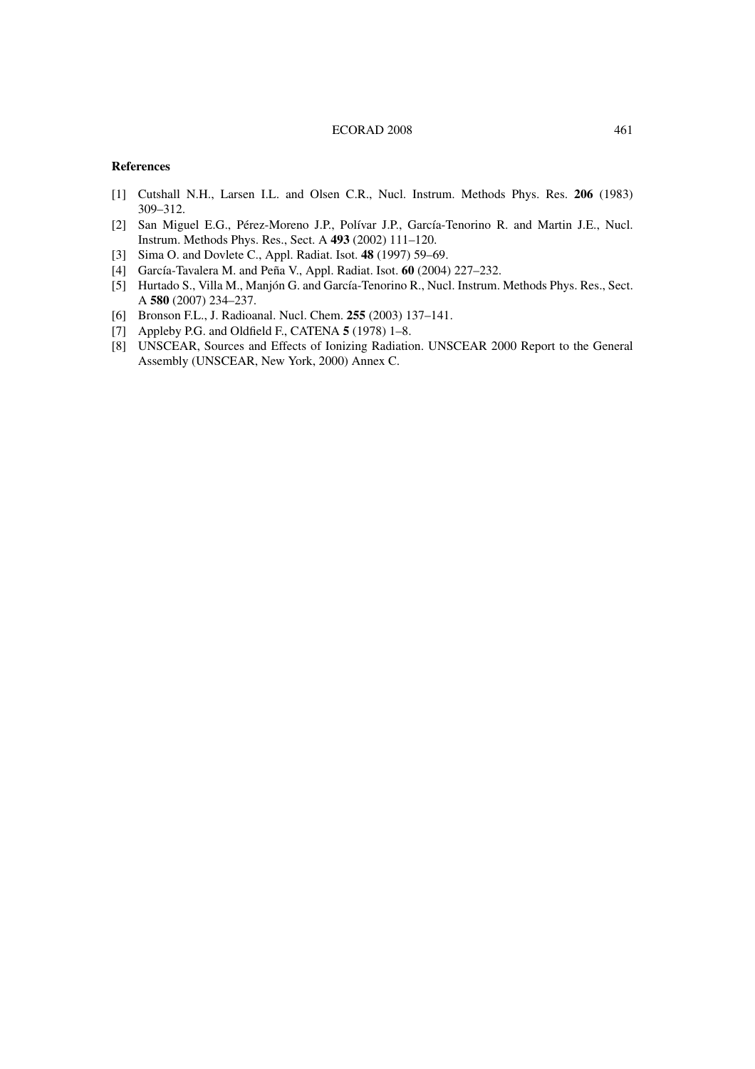## References

[1] Cutshall N.H., Larsen I.L. and Olsen C.R., Nucl. Instrum. Methods Phys. Res. **206** (1983) 309–312.

[2] San Miguel E.G., Pérez-Moreno J.P., Polívar J.P., García-Tenorino R. and Martin J.E., Nucl. Instrum. Methods Phys. Res., Sect. A **493** (2002) 111–120.

[3] Sima O. and Dovlete C., Appl. Radiat. Isot. **48** (1997) 59–69.

[4] García-Tavalera M. and Peña V., Appl. Radiat. Isot. **60** (2004) 227–232.

[5] Hurtado S., Villa M., Manjón G. and García-Tenorino R., Nucl. Instrum. Methods Phys. Res., Sect. A **580** (2007) 234–237.

[6] Bronson F.L., J. Radioanal. Nucl. Chem. **255** (2003) 137–141.

[7] Appleby P.G. and Oldfield F., CATENA **5** (1978) 1–8.

[8] UNSCEAR, Sources and Effects of Ionizing Radiation. UNSCEAR 2000 Report to the General Assembly (UNSCEAR, New York, 2000) Annex C.